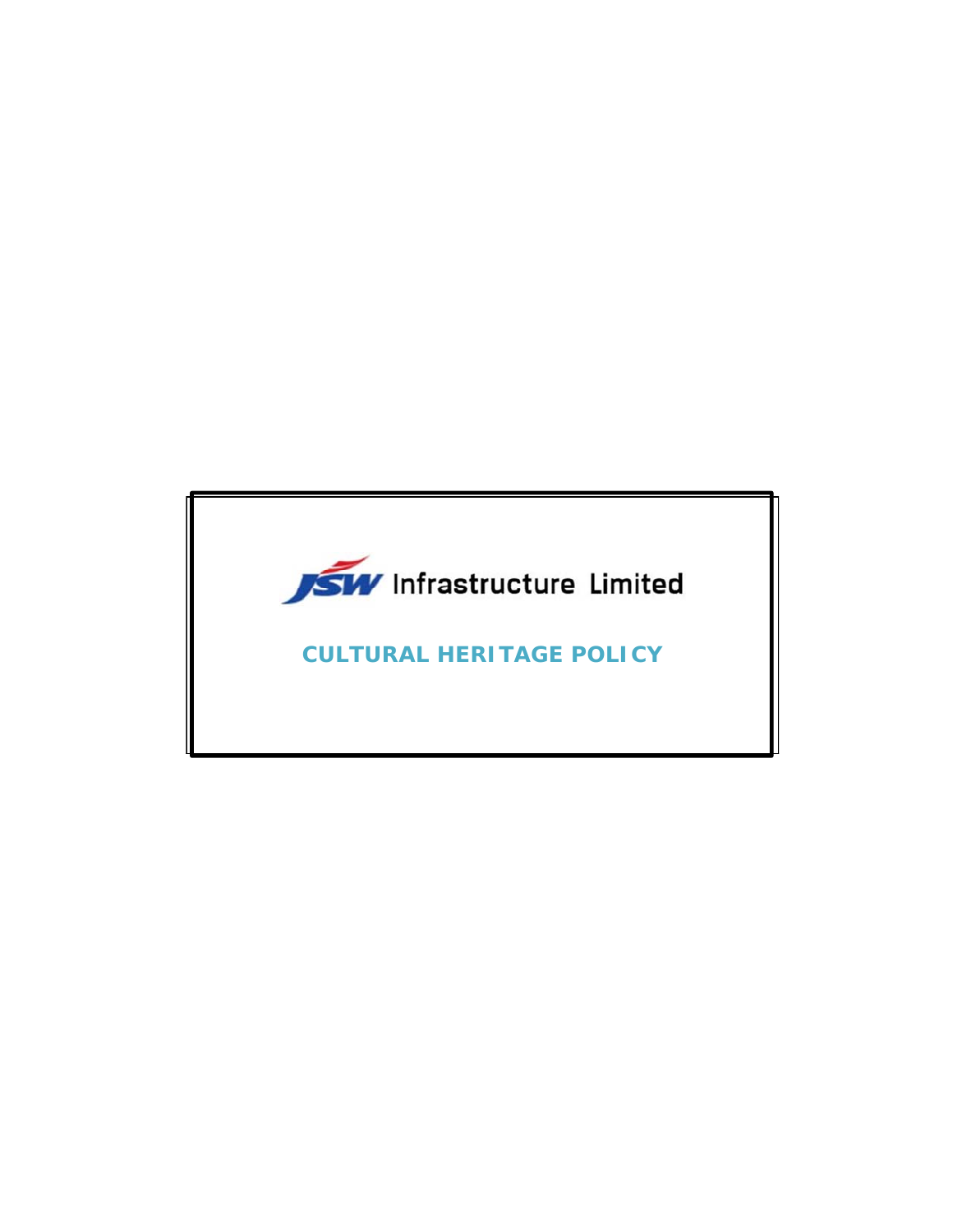JSW Infrastructure Limited

# CULTURAL HERITAGE POLICY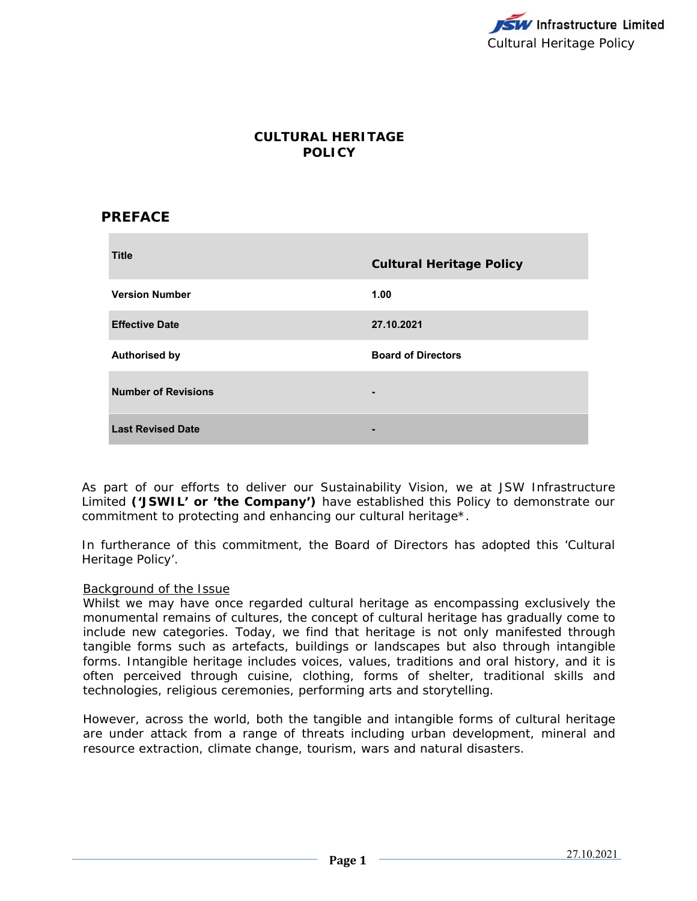# CULTURAL HERITAGE POLICY

## PREFACE

| Title | Cultural Heritage Policy |
|---|---|
| Version Number | 1.00 |
| Effective Date | 27.10.2021 |
| Authorised by | Board of Directors |
| Number of Revisions | - |
| Last Revised Date | - |

As part of our efforts to deliver our Sustainability Vision, we at JSW Infrastructure Limited **('JSWIL' or 'the Company')** have established this Policy to demonstrate our commitment to protecting and enhancing our cultural heritage*.

In furtherance of this commitment, the Board of Directors has adopted this 'Cultural Heritage Policy'.

<u>Background of the Issue</u>
Whilst we may have once regarded cultural heritage as encompassing exclusively the monumental remains of cultures, the concept of cultural heritage has gradually come to include new categories. Today, we find that heritage is not only manifested through tangible forms such as artefacts, buildings or landscapes but also through intangible forms. Intangible heritage includes voices, values, traditions and oral history, and it is often perceived through cuisine, clothing, forms of shelter, traditional skills and technologies, religious ceremonies, performing arts and storytelling.

However, across the world, both the tangible and intangible forms of cultural heritage are under attack from a range of threats including urban development, mineral and resource extraction, climate change, tourism, wars and natural disasters.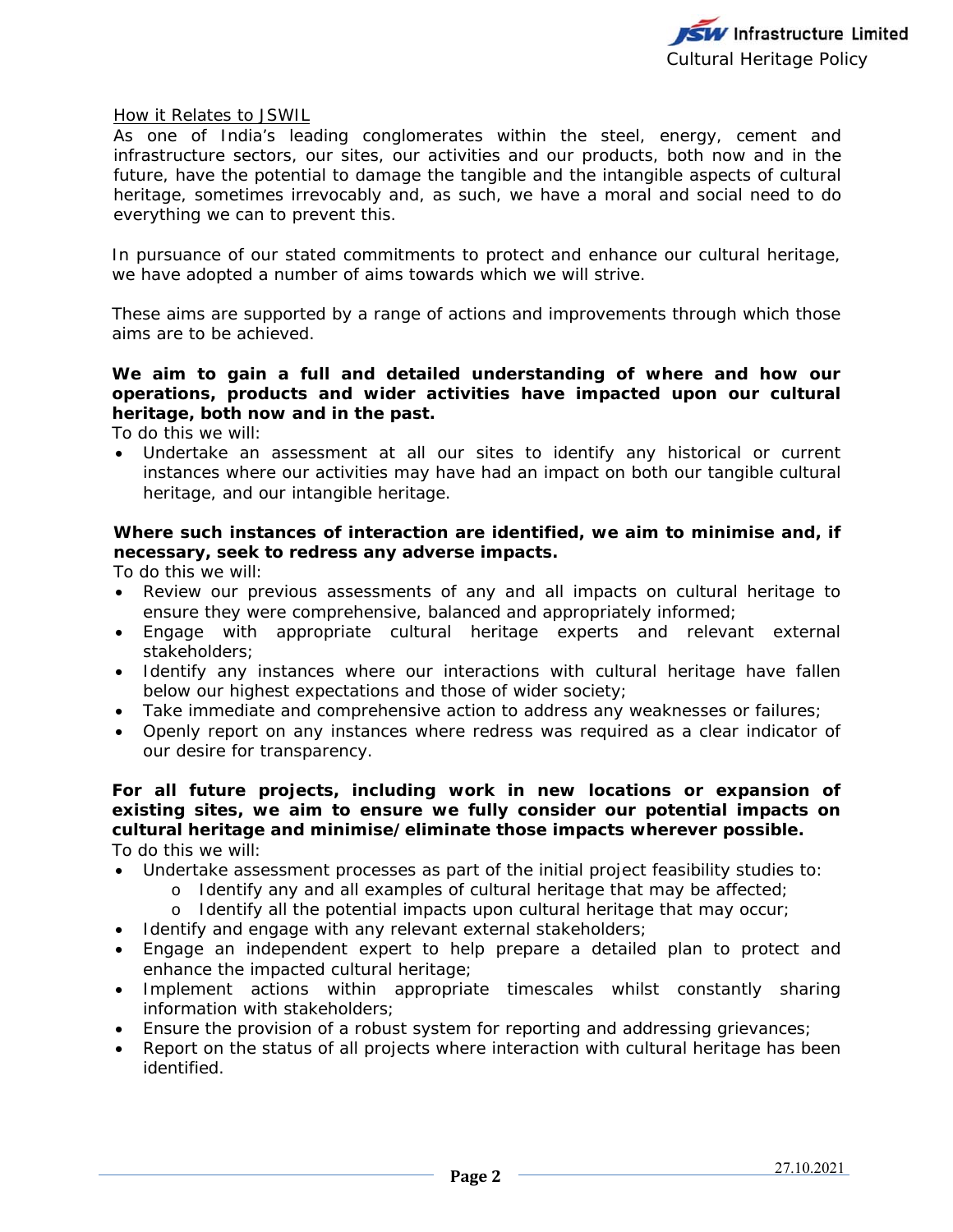How it Relates to JSWIL

As one of India's leading conglomerates within the steel, energy, cement and infrastructure sectors, our sites, our activities and our products, both now and in the future, have the potential to damage the tangible and the intangible aspects of cultural heritage, sometimes irrevocably and, as such, we have a moral and social need to do everything we can to prevent this.

In pursuance of our stated commitments to protect and enhance our cultural heritage, we have adopted a number of aims towards which we will strive.

These aims are supported by a range of actions and improvements through which those aims are to be achieved.

**We aim to gain a full and detailed understanding of where and how our operations, products and wider activities have impacted upon our cultural heritage, both now and in the past.**

To do this we will:

- Undertake an assessment at all our sites to identify any historical or current instances where our activities may have had an impact on both our tangible cultural heritage, and our intangible heritage.

**Where such instances of interaction are identified, we aim to minimise and, if necessary, seek to redress any adverse impacts.**

To do this we will:

- Review our previous assessments of any and all impacts on cultural heritage to ensure they were comprehensive, balanced and appropriately informed;
- Engage with appropriate cultural heritage experts and relevant external stakeholders;
- Identify any instances where our interactions with cultural heritage have fallen below our highest expectations and those of wider society;
- Take immediate and comprehensive action to address any weaknesses or failures;
- Openly report on any instances where redress was required as a clear indicator of our desire for transparency.

**For all future projects, including work in new locations or expansion of existing sites, we aim to ensure we fully consider our potential impacts on cultural heritage and minimise/eliminate those impacts wherever possible.**

To do this we will:

- Undertake assessment processes as part of the initial project feasibility studies to:
  - Identify any and all examples of cultural heritage that may be affected;
  - Identify all the potential impacts upon cultural heritage that may occur;
- Identify and engage with any relevant external stakeholders;
- Engage an independent expert to help prepare a detailed plan to protect and enhance the impacted cultural heritage;
- Implement actions within appropriate timescales whilst constantly sharing information with stakeholders;
- Ensure the provision of a robust system for reporting and addressing grievances;
- Report on the status of all projects where interaction with cultural heritage has been identified.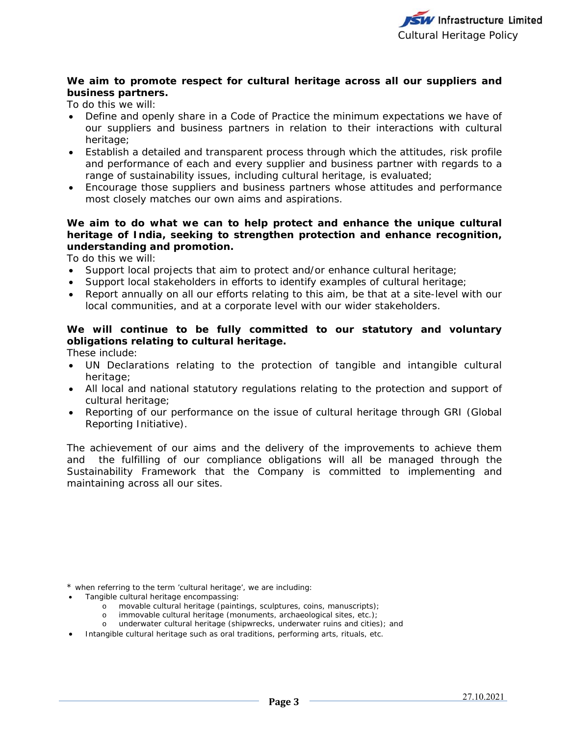**We aim to promote respect for cultural heritage across all our suppliers and business partners.**

To do this we will:

- Define and openly share in a Code of Practice the minimum expectations we have of our suppliers and business partners in relation to their interactions with cultural heritage;
- Establish a detailed and transparent process through which the attitudes, risk profile and performance of each and every supplier and business partner with regards to a range of sustainability issues, including cultural heritage, is evaluated;
- Encourage those suppliers and business partners whose attitudes and performance most closely matches our own aims and aspirations.

**We aim to do what we can to help protect and enhance the unique cultural heritage of India, seeking to strengthen protection and enhance recognition, understanding and promotion.**

To do this we will:

- Support local projects that aim to protect and/or enhance cultural heritage;
- Support local stakeholders in efforts to identify examples of cultural heritage;
- Report annually on all our efforts relating to this aim, be that at a site-level with our local communities, and at a corporate level with our wider stakeholders.

**We will continue to be fully committed to our statutory and voluntary obligations relating to cultural heritage.**

These include:

- UN Declarations relating to the protection of tangible and intangible cultural heritage;
- All local and national statutory regulations relating to the protection and support of cultural heritage;
- Reporting of our performance on the issue of cultural heritage through GRI (Global Reporting Initiative).

The achievement of our aims and the delivery of the improvements to achieve them and the fulfilling of our compliance obligations will all be managed through the Sustainability Framework that the Company is committed to implementing and maintaining across all our sites.

* when referring to the term 'cultural heritage', we are including:

- Tangible cultural heritage encompassing:
  - movable cultural heritage (paintings, sculptures, coins, manuscripts);
  - immovable cultural heritage (monuments, archaeological sites, etc.);
  - underwater cultural heritage (shipwrecks, underwater ruins and cities); and
- Intangible cultural heritage such as oral traditions, performing arts, rituals, etc.